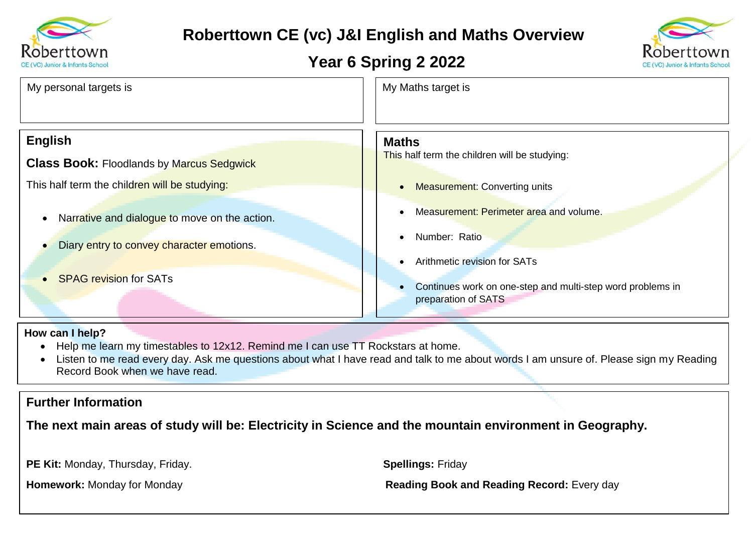# Roberttown CE (vc) J&I English and Maths Overview

## Year 6 Spring 2 2022

My personal targets is

My Maths target is

## English

**Class Book:** Floodlands by Marcus Sedgwick

This half term the children will be studying:

- Narrative and dialogue to move on the action.
- Diary entry to convey character emotions.
- SPAG revision for SATs

## Maths

This half term the children will be studying:

- Measurement: Converting units
- Measurement: Perimeter area and volume.
- Number: Ratio
- Arithmetic revision for SATs
- Continues work on one-step and multi-step word problems in preparation of SATS

**How can I help?**

- Help me learn my timestables to 12x12. Remind me I can use TT Rockstars at home.
- Listen to me read every day. Ask me questions about what I have read and talk to me about words I am unsure of. Please sign my Reading Record Book when we have read.

## Further Information

**The next main areas of study will be: Electricity in Science and the mountain environment in Geography.**

**PE Kit:** Monday, Thursday, Friday.

**Spellings:** Friday

**Homework:** Monday for Monday

**Reading Book and Reading Record:** Every day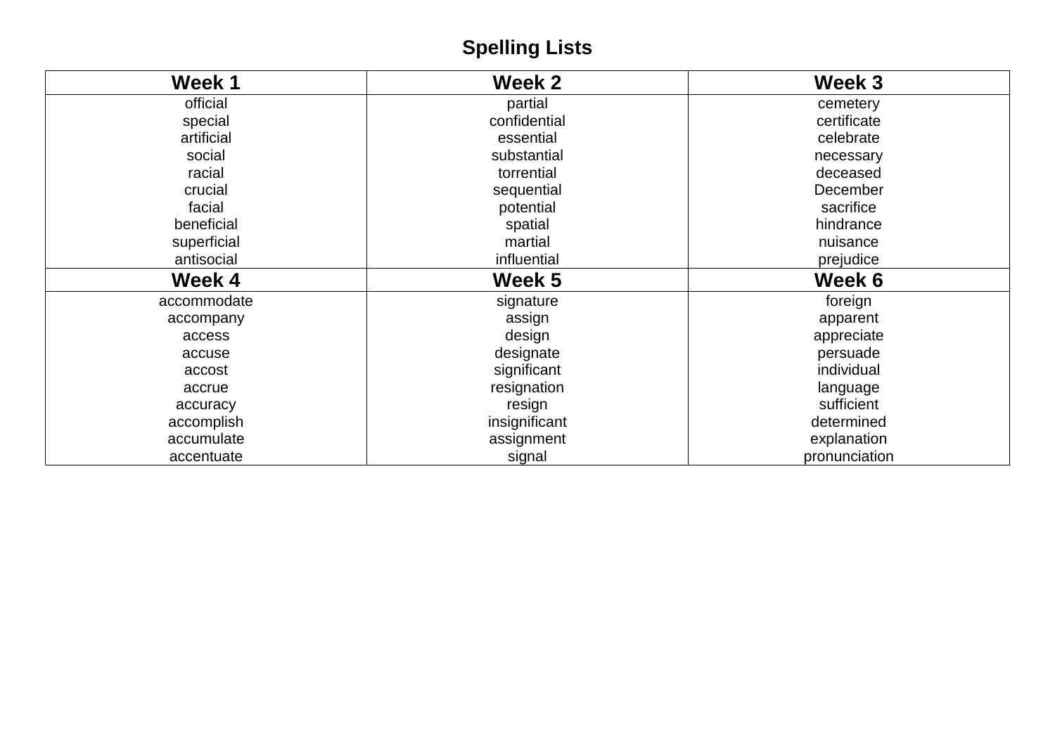# Spelling Lists

| Week 1 | Week 2 | Week 3 |
|---|---|---|
| official | partial | cemetery |
| special | confidential | certificate |
| artificial | essential | celebrate |
| social | substantial | necessary |
| racial | torrential | deceased |
| crucial | sequential | December |
| facial | potential | sacrifice |
| beneficial | spatial | hindrance |
| superficial | martial | nuisance |
| antisocial | influential | prejudice |
| **Week 4** | **Week 5** | **Week 6** |
| accommodate | signature | foreign |
| accompany | assign | apparent |
| access | design | appreciate |
| accuse | designate | persuade |
| accost | significant | individual |
| accrue | resignation | language |
| accuracy | resign | sufficient |
| accomplish | insignificant | determined |
| accumulate | assignment | explanation |
| accentuate | signal | pronunciation |